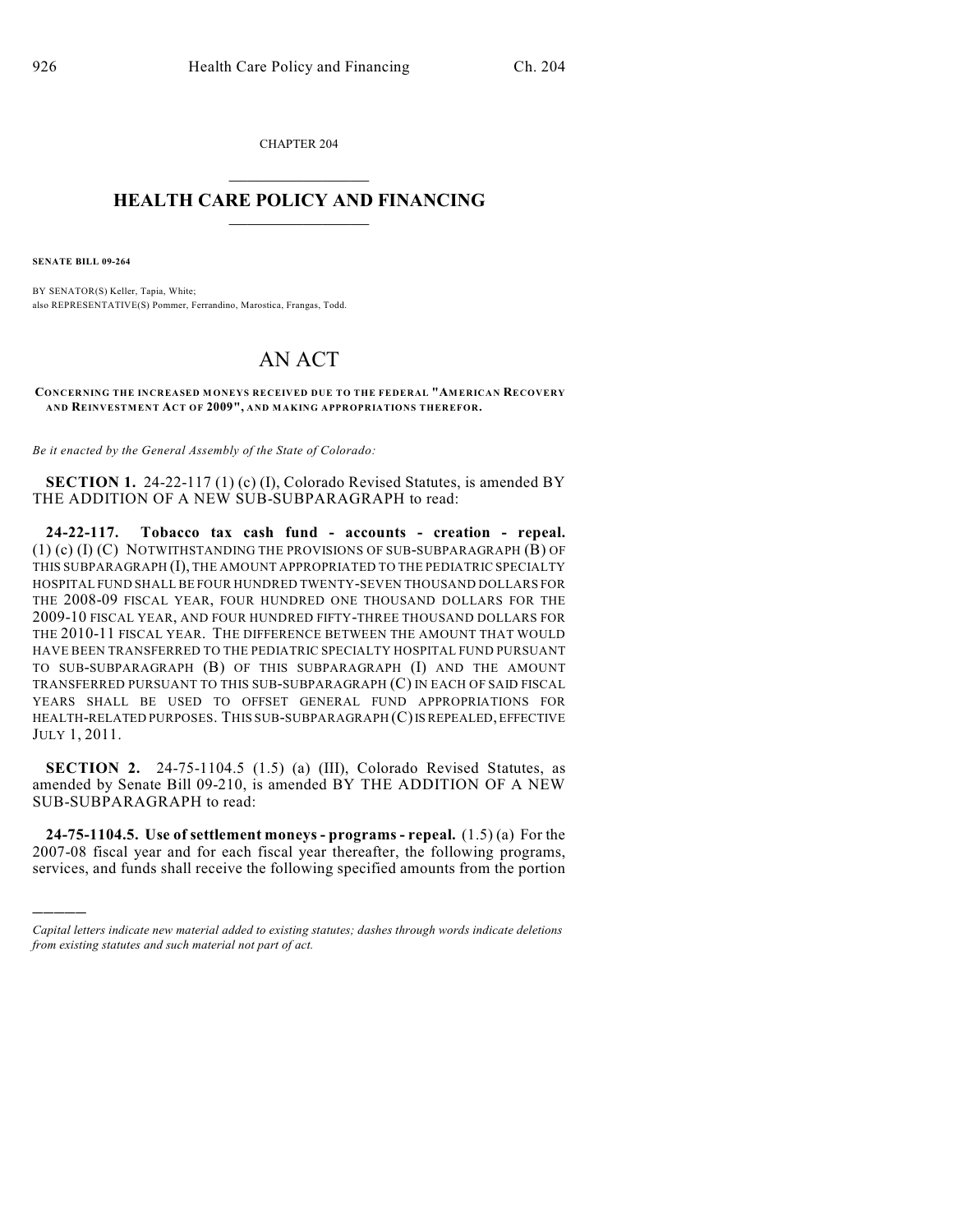CHAPTER 204

# HEALTH CARE POLICY AND FINANCING

**SENATE BILL 09-264**

BY SENATOR(S) Keller, Tapia, White;
also REPRESENTATIVE(S) Pommer, Ferrandino, Marostica, Frangas, Todd.

# AN ACT

**CONCERNING THE INCREASED MONEYS RECEIVED DUE TO THE FEDERAL "AMERICAN RECOVERY AND REINVESTMENT ACT OF 2009", AND MAKING APPROPRIATIONS THEREFOR.**

*Be it enacted by the General Assembly of the State of Colorado:*

**SECTION 1.** 24-22-117 (1) (c) (I), Colorado Revised Statutes, is amended BY THE ADDITION OF A NEW SUB-SUBPARAGRAPH to read:

**24-22-117. Tobacco tax cash fund - accounts - creation - repeal.** (1) (c) (I) (C) NOTWITHSTANDING THE PROVISIONS OF SUB-SUBPARAGRAPH (B) OF THIS SUBPARAGRAPH (I), THE AMOUNT APPROPRIATED TO THE PEDIATRIC SPECIALTY HOSPITAL FUND SHALL BE FOUR HUNDRED TWENTY-SEVEN THOUSAND DOLLARS FOR THE 2008-09 FISCAL YEAR, FOUR HUNDRED ONE THOUSAND DOLLARS FOR THE 2009-10 FISCAL YEAR, AND FOUR HUNDRED FIFTY-THREE THOUSAND DOLLARS FOR THE 2010-11 FISCAL YEAR. THE DIFFERENCE BETWEEN THE AMOUNT THAT WOULD HAVE BEEN TRANSFERRED TO THE PEDIATRIC SPECIALTY HOSPITAL FUND PURSUANT TO SUB-SUBPARAGRAPH (B) OF THIS SUBPARAGRAPH (I) AND THE AMOUNT TRANSFERRED PURSUANT TO THIS SUB-SUBPARAGRAPH (C) IN EACH OF SAID FISCAL YEARS SHALL BE USED TO OFFSET GENERAL FUND APPROPRIATIONS FOR HEALTH-RELATED PURPOSES. THIS SUB-SUBPARAGRAPH (C) IS REPEALED, EFFECTIVE JULY 1, 2011.

**SECTION 2.** 24-75-1104.5 (1.5) (a) (III), Colorado Revised Statutes, as amended by Senate Bill 09-210, is amended BY THE ADDITION OF A NEW SUB-SUBPARAGRAPH to read:

**24-75-1104.5. Use of settlement moneys - programs - repeal.** (1.5) (a) For the 2007-08 fiscal year and for each fiscal year thereafter, the following programs, services, and funds shall receive the following specified amounts from the portion

---

*Capital letters indicate new material added to existing statutes; dashes through words indicate deletions from existing statutes and such material not part of act.*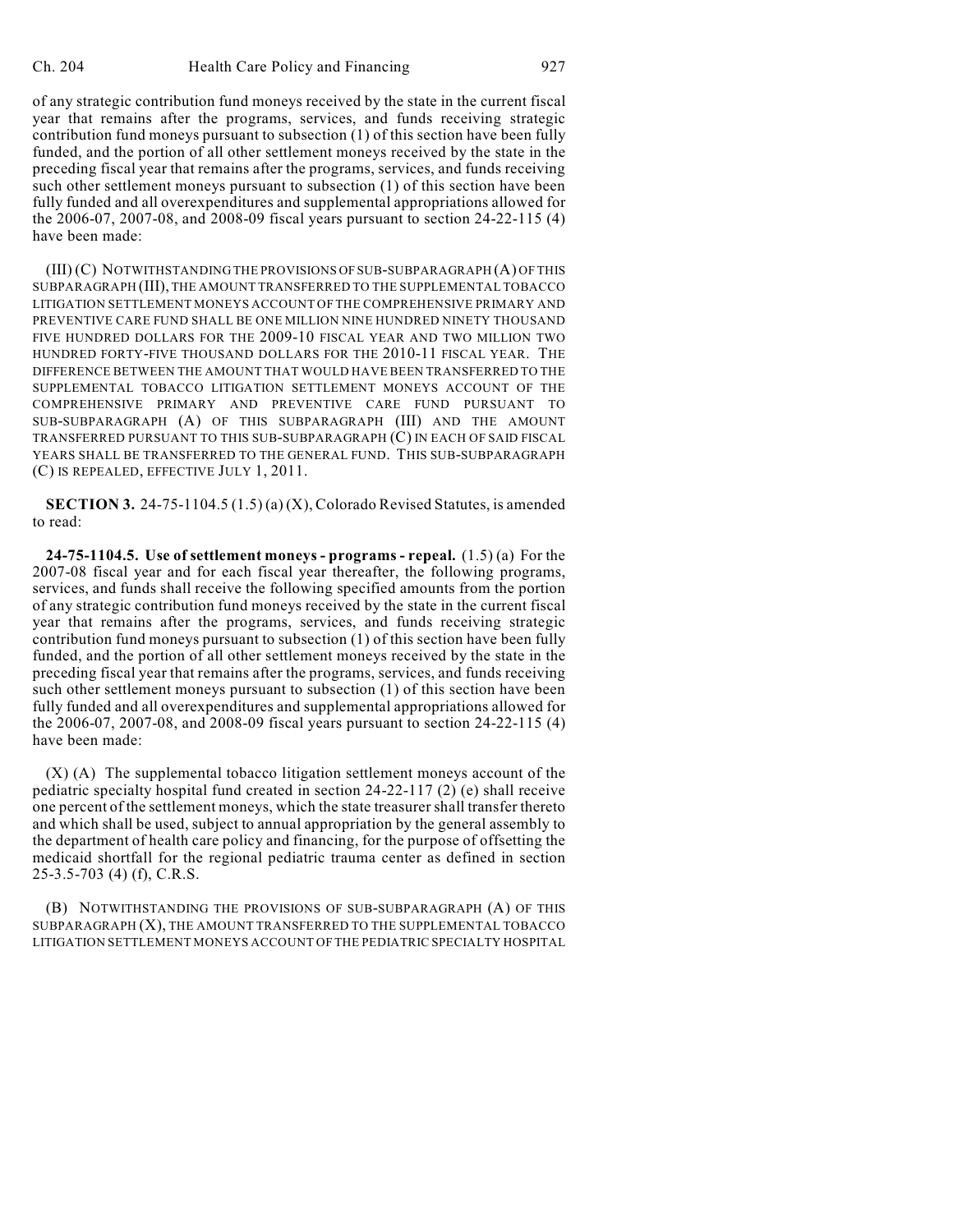of any strategic contribution fund moneys received by the state in the current fiscal year that remains after the programs, services, and funds receiving strategic contribution fund moneys pursuant to subsection (1) of this section have been fully funded, and the portion of all other settlement moneys received by the state in the preceding fiscal year that remains after the programs, services, and funds receiving such other settlement moneys pursuant to subsection (1) of this section have been fully funded and all overexpenditures and supplemental appropriations allowed for the 2006-07, 2007-08, and 2008-09 fiscal years pursuant to section 24-22-115 (4) have been made:

(III) (C) NOTWITHSTANDING THE PROVISIONS OF SUB-SUBPARAGRAPH (A) OF THIS SUBPARAGRAPH (III), THE AMOUNT TRANSFERRED TO THE SUPPLEMENTAL TOBACCO LITIGATION SETTLEMENT MONEYS ACCOUNT OF THE COMPREHENSIVE PRIMARY AND PREVENTIVE CARE FUND SHALL BE ONE MILLION NINE HUNDRED NINETY THOUSAND FIVE HUNDRED DOLLARS FOR THE 2009-10 FISCAL YEAR AND TWO MILLION TWO HUNDRED FORTY-FIVE THOUSAND DOLLARS FOR THE 2010-11 FISCAL YEAR. THE DIFFERENCE BETWEEN THE AMOUNT THAT WOULD HAVE BEEN TRANSFERRED TO THE SUPPLEMENTAL TOBACCO LITIGATION SETTLEMENT MONEYS ACCOUNT OF THE COMPREHENSIVE PRIMARY AND PREVENTIVE CARE FUND PURSUANT TO SUB-SUBPARAGRAPH (A) OF THIS SUBPARAGRAPH (III) AND THE AMOUNT TRANSFERRED PURSUANT TO THIS SUB-SUBPARAGRAPH (C) IN EACH OF SAID FISCAL YEARS SHALL BE TRANSFERRED TO THE GENERAL FUND. THIS SUB-SUBPARAGRAPH (C) IS REPEALED, EFFECTIVE JULY 1, 2011.

**SECTION 3.** 24-75-1104.5 (1.5) (a) (X), Colorado Revised Statutes, is amended to read:

**24-75-1104.5. Use of settlement moneys - programs - repeal.** (1.5) (a) For the 2007-08 fiscal year and for each fiscal year thereafter, the following programs, services, and funds shall receive the following specified amounts from the portion of any strategic contribution fund moneys received by the state in the current fiscal year that remains after the programs, services, and funds receiving strategic contribution fund moneys pursuant to subsection (1) of this section have been fully funded, and the portion of all other settlement moneys received by the state in the preceding fiscal year that remains after the programs, services, and funds receiving such other settlement moneys pursuant to subsection (1) of this section have been fully funded and all overexpenditures and supplemental appropriations allowed for the 2006-07, 2007-08, and 2008-09 fiscal years pursuant to section 24-22-115 (4) have been made:

(X) (A) The supplemental tobacco litigation settlement moneys account of the pediatric specialty hospital fund created in section 24-22-117 (2) (e) shall receive one percent of the settlement moneys, which the state treasurer shall transfer thereto and which shall be used, subject to annual appropriation by the general assembly to the department of health care policy and financing, for the purpose of offsetting the medicaid shortfall for the regional pediatric trauma center as defined in section 25-3.5-703 (4) (f), C.R.S.

(B) NOTWITHSTANDING THE PROVISIONS OF SUB-SUBPARAGRAPH (A) OF THIS SUBPARAGRAPH (X), THE AMOUNT TRANSFERRED TO THE SUPPLEMENTAL TOBACCO LITIGATION SETTLEMENT MONEYS ACCOUNT OF THE PEDIATRIC SPECIALTY HOSPITAL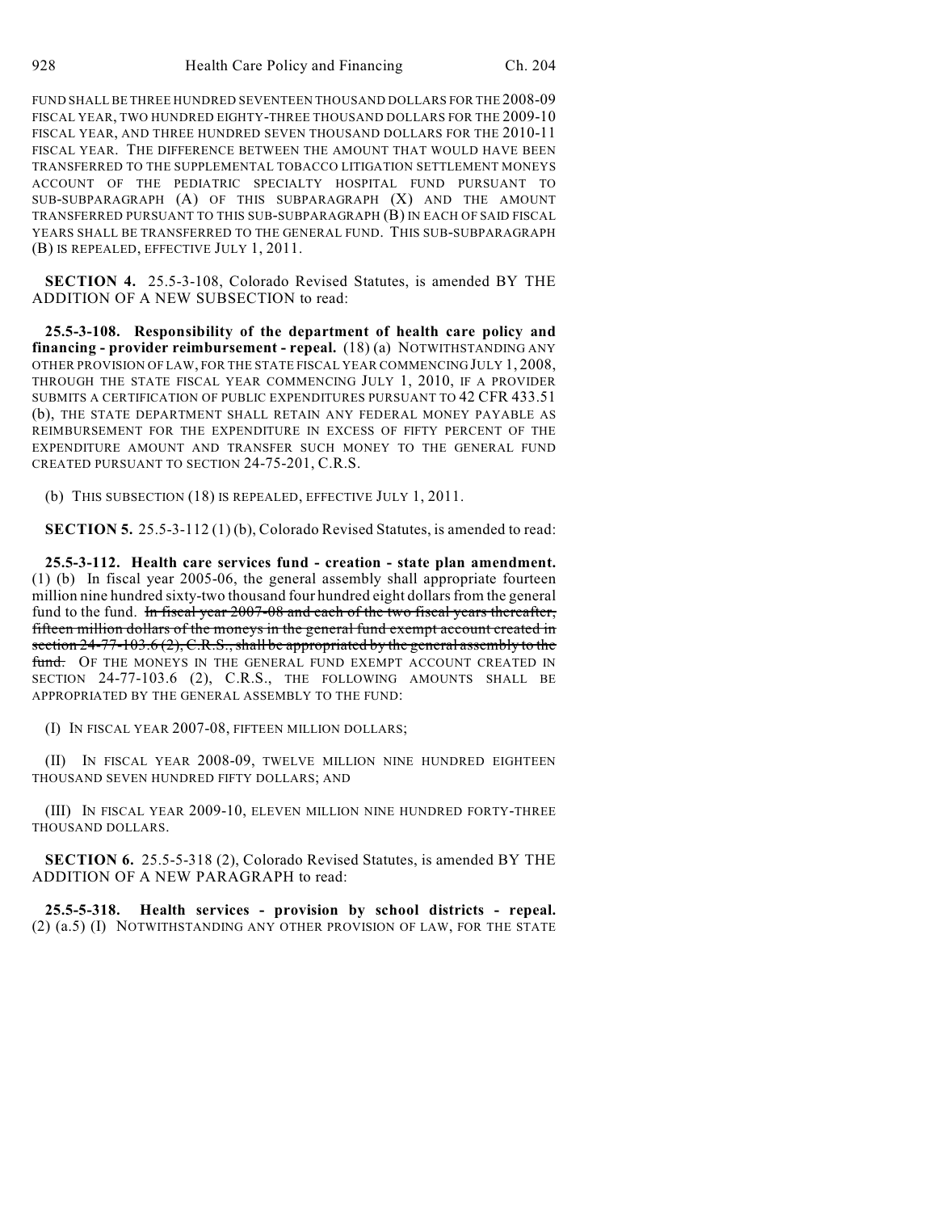FUND SHALL BE THREE HUNDRED SEVENTEEN THOUSAND DOLLARS FOR THE 2008-09 FISCAL YEAR, TWO HUNDRED EIGHTY-THREE THOUSAND DOLLARS FOR THE 2009-10 FISCAL YEAR, AND THREE HUNDRED SEVEN THOUSAND DOLLARS FOR THE 2010-11 FISCAL YEAR. THE DIFFERENCE BETWEEN THE AMOUNT THAT WOULD HAVE BEEN TRANSFERRED TO THE SUPPLEMENTAL TOBACCO LITIGATION SETTLEMENT MONEYS ACCOUNT OF THE PEDIATRIC SPECIALTY HOSPITAL FUND PURSUANT TO SUB-SUBPARAGRAPH (A) OF THIS SUBPARAGRAPH (X) AND THE AMOUNT TRANSFERRED PURSUANT TO THIS SUB-SUBPARAGRAPH (B) IN EACH OF SAID FISCAL YEARS SHALL BE TRANSFERRED TO THE GENERAL FUND. THIS SUB-SUBPARAGRAPH (B) IS REPEALED, EFFECTIVE JULY 1, 2011.

**SECTION 4.** 25.5-3-108, Colorado Revised Statutes, is amended BY THE ADDITION OF A NEW SUBSECTION to read:

**25.5-3-108. Responsibility of the department of health care policy and financing - provider reimbursement - repeal.** (18) (a) NOTWITHSTANDING ANY OTHER PROVISION OF LAW, FOR THE STATE FISCAL YEAR COMMENCING JULY 1, 2008, THROUGH THE STATE FISCAL YEAR COMMENCING JULY 1, 2010, IF A PROVIDER SUBMITS A CERTIFICATION OF PUBLIC EXPENDITURES PURSUANT TO 42 CFR 433.51 (b), THE STATE DEPARTMENT SHALL RETAIN ANY FEDERAL MONEY PAYABLE AS REIMBURSEMENT FOR THE EXPENDITURE IN EXCESS OF FIFTY PERCENT OF THE EXPENDITURE AMOUNT AND TRANSFER SUCH MONEY TO THE GENERAL FUND CREATED PURSUANT TO SECTION 24-75-201, C.R.S.

(b) THIS SUBSECTION (18) IS REPEALED, EFFECTIVE JULY 1, 2011.

**SECTION 5.** 25.5-3-112 (1) (b), Colorado Revised Statutes, is amended to read:

**25.5-3-112. Health care services fund - creation - state plan amendment.** (1) (b) In fiscal year 2005-06, the general assembly shall appropriate fourteen million nine hundred sixty-two thousand four hundred eight dollars from the general fund to the fund. ~~In fiscal year 2007-08 and each of the two fiscal years thereafter, fifteen million dollars of the moneys in the general fund exempt account created in section 24-77-103.6 (2), C.R.S., shall be appropriated by the general assembly to the fund.~~ OF THE MONEYS IN THE GENERAL FUND EXEMPT ACCOUNT CREATED IN SECTION 24-77-103.6 (2), C.R.S., THE FOLLOWING AMOUNTS SHALL BE APPROPRIATED BY THE GENERAL ASSEMBLY TO THE FUND:

(I) IN FISCAL YEAR 2007-08, FIFTEEN MILLION DOLLARS;

(II) IN FISCAL YEAR 2008-09, TWELVE MILLION NINE HUNDRED EIGHTEEN THOUSAND SEVEN HUNDRED FIFTY DOLLARS; AND

(III) IN FISCAL YEAR 2009-10, ELEVEN MILLION NINE HUNDRED FORTY-THREE THOUSAND DOLLARS.

**SECTION 6.** 25.5-5-318 (2), Colorado Revised Statutes, is amended BY THE ADDITION OF A NEW PARAGRAPH to read:

**25.5-5-318. Health services - provision by school districts - repeal.** (2) (a.5) (I) NOTWITHSTANDING ANY OTHER PROVISION OF LAW, FOR THE STATE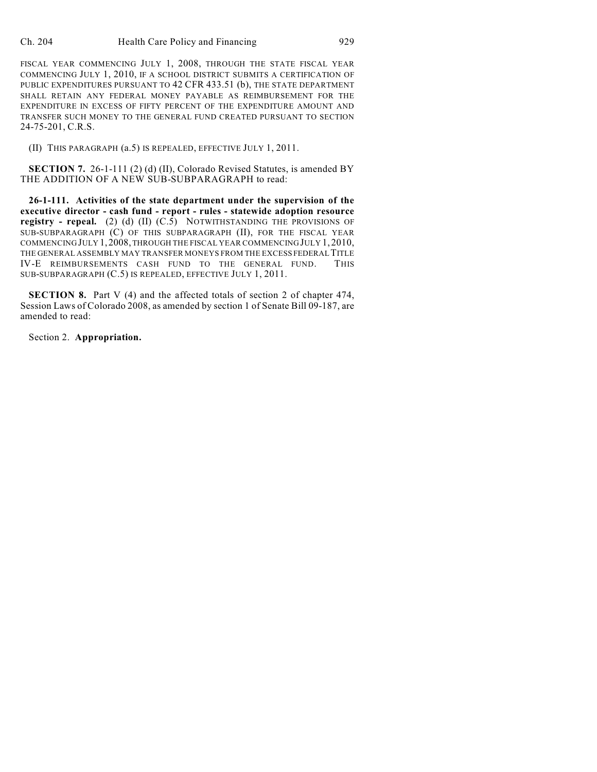FISCAL YEAR COMMENCING JULY 1, 2008, THROUGH THE STATE FISCAL YEAR COMMENCING JULY 1, 2010, IF A SCHOOL DISTRICT SUBMITS A CERTIFICATION OF PUBLIC EXPENDITURES PURSUANT TO 42 CFR 433.51 (b), THE STATE DEPARTMENT SHALL RETAIN ANY FEDERAL MONEY PAYABLE AS REIMBURSEMENT FOR THE EXPENDITURE IN EXCESS OF FIFTY PERCENT OF THE EXPENDITURE AMOUNT AND TRANSFER SUCH MONEY TO THE GENERAL FUND CREATED PURSUANT TO SECTION 24-75-201, C.R.S.

(II) THIS PARAGRAPH (a.5) IS REPEALED, EFFECTIVE JULY 1, 2011.

**SECTION 7.** 26-1-111 (2) (d) (II), Colorado Revised Statutes, is amended BY THE ADDITION OF A NEW SUB-SUBPARAGRAPH to read:

**26-1-111. Activities of the state department under the supervision of the executive director - cash fund - report - rules - statewide adoption resource registry - repeal.** (2) (d) (II) (C.5) NOTWITHSTANDING THE PROVISIONS OF SUB-SUBPARAGRAPH (C) OF THIS SUBPARAGRAPH (II), FOR THE FISCAL YEAR COMMENCING JULY 1, 2008, THROUGH THE FISCAL YEAR COMMENCING JULY 1, 2010, THE GENERAL ASSEMBLY MAY TRANSFER MONEYS FROM THE EXCESS FEDERAL TITLE IV-E REIMBURSEMENTS CASH FUND TO THE GENERAL FUND. THIS SUB-SUBPARAGRAPH (C.5) IS REPEALED, EFFECTIVE JULY 1, 2011.

**SECTION 8.** Part V (4) and the affected totals of section 2 of chapter 474, Session Laws of Colorado 2008, as amended by section 1 of Senate Bill 09-187, are amended to read:

Section 2. **Appropriation.**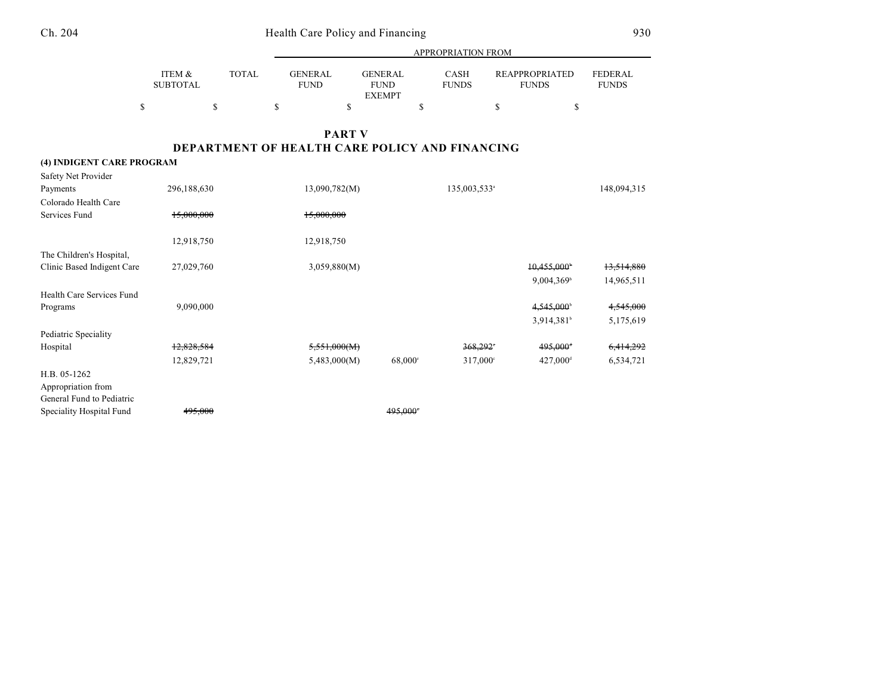# PART V
## DEPARTMENT OF HEALTH CARE POLICY AND FINANCING

| | ITEM & SUBTOTAL | TOTAL | GENERAL FUND | GENERAL FUND EXEMPT | CASH FUNDS | REAPPROPRIATED FUNDS | FEDERAL FUNDS |
|---|---|---|---|---|---|---|---|
| | $ | $ | $ | $ | $ | $ | $ |
| **(4) INDIGENT CARE PROGRAM** | | | | | | | |
| Safety Net Provider Payments | 296,188,630 | | 13,090,782(M) | | 135,003,533[a] | | 148,094,315 |
| Colorado Health Care Services Fund | ~~15,000,000~~ | | ~~15,000,000~~ | | | | |
| | 12,918,750 | | 12,918,750 | | | | |
| The Children's Hospital, Clinic Based Indigent Care | 27,029,760 | | 3,059,880(M) | | | ~~10,455,000[b]~~ | ~~13,514,880~~ |
| | | | | | | 9,004,369[b] | 14,965,511 |
| Health Care Services Fund Programs | 9,090,000 | | | | | ~~4,545,000[b]~~ | ~~4,545,000~~ |
| | | | | | | 3,914,381[b] | 5,175,619 |
| Pediatric Speciality Hospital | ~~12,828,584~~ | | ~~5,551,000(M)~~ | | ~~368,292[c]~~ | ~~495,000[d]~~ | ~~6,414,292~~ |
| | 12,829,721 | | 5,483,000(M) | 68,000[c] | 317,000[c] | 427,000[d] | 6,534,721 |
| H.B. 05-1262 Appropriation from General Fund to Pediatric Speciality Hospital Fund | ~~495,000~~ | | | ~~495,000[e]~~ | | | |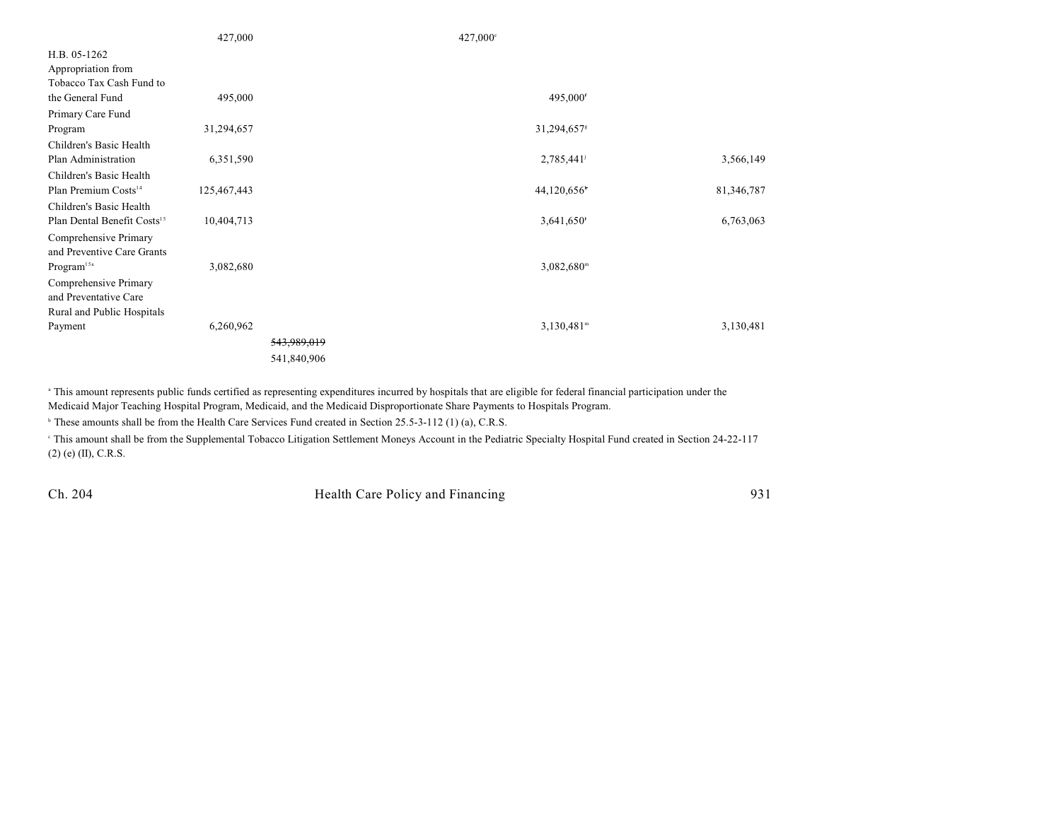| | | | | | |
|---|---|---|---|---|---|
| | 427,000 | | 427,000[c] | | |
| H.B. 05-1262 Appropriation from Tobacco Tax Cash Fund to the General Fund | 495,000 | | | 495,000[f] | |
| Primary Care Fund Program | 31,294,657 | | | 31,294,657[g] | |
| Children's Basic Health Plan Administration | 6,351,590 | | | 2,785,441[j] | 3,566,149 |
| Children's Basic Health Plan Premium Costs[14] | 125,467,443 | | | 44,120,656[k] | 81,346,787 |
| Children's Basic Health Plan Dental Benefit Costs[15] | 10,404,713 | | | 3,641,650[l] | 6,763,063 |
| Comprehensive Primary and Preventive Care Grants Program[15a] | 3,082,680 | | | 3,082,680[m] | |
| Comprehensive Primary and Preventative Care Rural and Public Hospitals Payment | 6,260,962 | | | 3,130,481[m] | 3,130,481 |
| | | ~~543,989,019~~ 541,840,906 | | | |

[a] This amount represents public funds certified as representing expenditures incurred by hospitals that are eligible for federal financial participation under the Medicaid Major Teaching Hospital Program, Medicaid, and the Medicaid Disproportionate Share Payments to Hospitals Program.

[b] These amounts shall be from the Health Care Services Fund created in Section 25.5-3-112 (1) (a), C.R.S.

[c] This amount shall be from the Supplemental Tobacco Litigation Settlement Moneys Account in the Pediatric Specialty Hospital Fund created in Section 24-22-117 (2) (e) (II), C.R.S.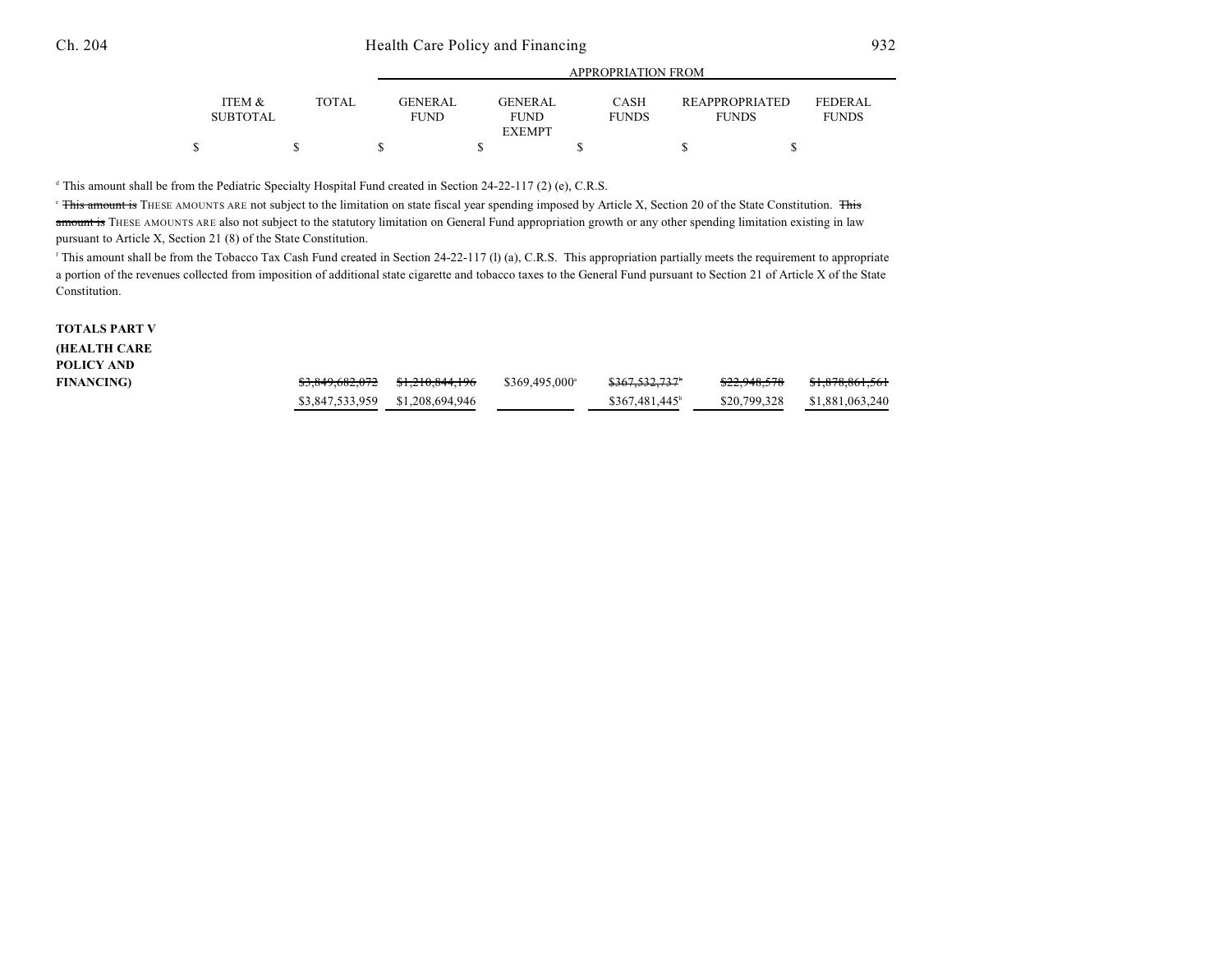| | ITEM & SUBTOTAL | TOTAL | APPROPRIATION FROM | | | | |
|---|---|---|---|---|---|---|---|
| | | | GENERAL FUND | GENERAL FUND EXEMPT | CASH FUNDS | REAPPROPRIATED FUNDS | FEDERAL FUNDS |
| | $ | $ | $ | $ | $ | $ | $ |

[d] This amount shall be from the Pediatric Specialty Hospital Fund created in Section 24-22-117 (2) (e), C.R.S.

[e] ~~This amount is~~ THESE AMOUNTS ARE not subject to the limitation on state fiscal year spending imposed by Article X, Section 20 of the State Constitution. ~~This amount is~~ THESE AMOUNTS ARE also not subject to the statutory limitation on General Fund appropriation growth or any other spending limitation existing in law pursuant to Article X, Section 21 (8) of the State Constitution.

[f] This amount shall be from the Tobacco Tax Cash Fund created in Section 24-22-117 (l) (a), C.R.S. This appropriation partially meets the requirement to appropriate a portion of the revenues collected from imposition of additional state cigarette and tobacco taxes to the General Fund pursuant to Section 21 of Article X of the State Constitution.

| | ITEM & SUBTOTAL | TOTAL | GENERAL FUND | GENERAL FUND EXEMPT | CASH FUNDS | REAPPROPRIATED FUNDS | FEDERAL FUNDS |
|---|---|---|---|---|---|---|---|
| **TOTALS PART V (HEALTH CARE POLICY AND FINANCING)** | | ~~$3,849,682,072~~ | ~~$1,210,844,196~~ | $369,495,000[a] | ~~$367,532,737~~[b] | ~~$22,948,578~~ | ~~$1,878,861,561~~ |
| | | $3,847,533,959 | $1,208,694,946 | | $367,481,445[b] | $20,799,328 | $1,881,063,240 |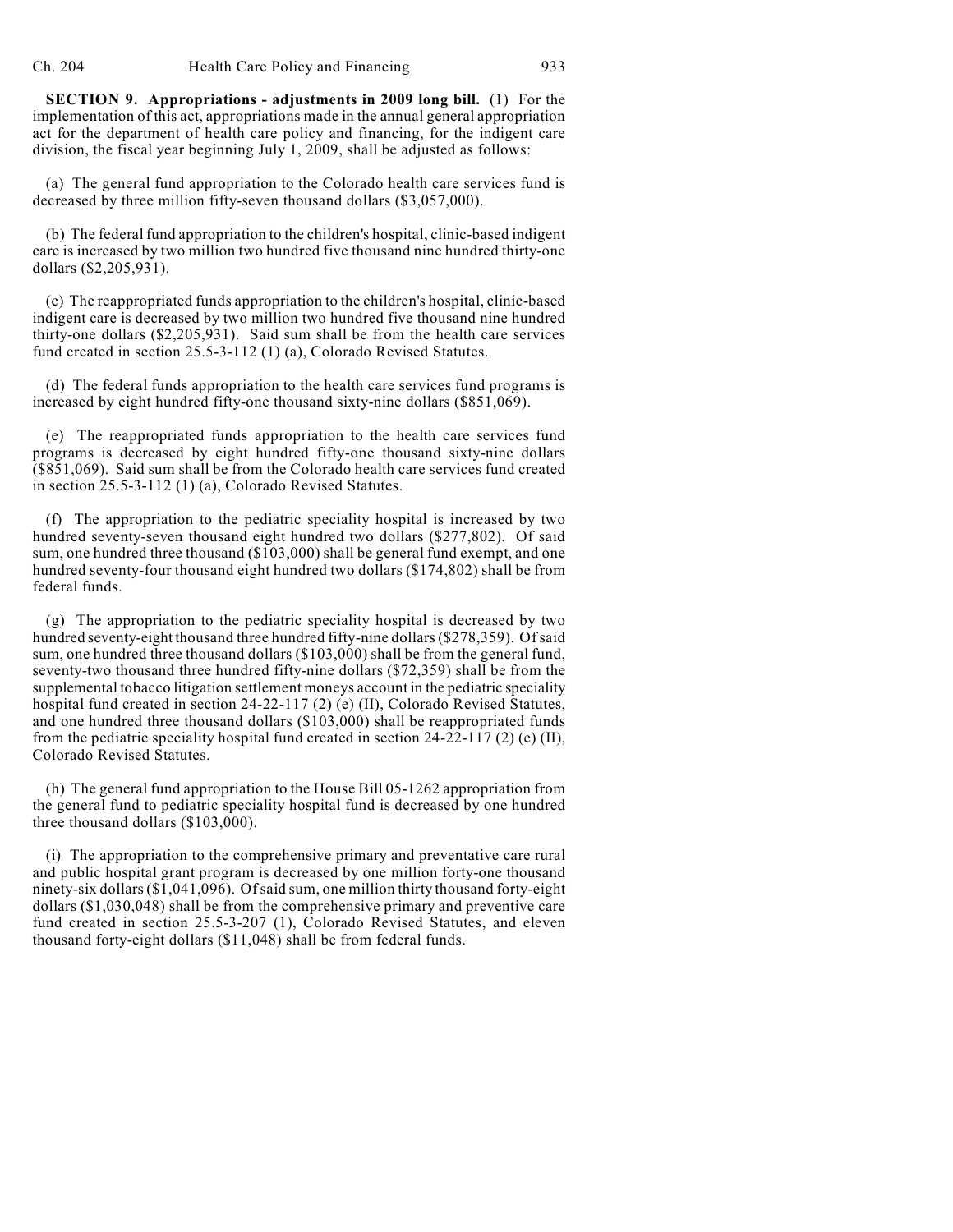**SECTION 9. Appropriations - adjustments in 2009 long bill.** (1) For the implementation of this act, appropriations made in the annual general appropriation act for the department of health care policy and financing, for the indigent care division, the fiscal year beginning July 1, 2009, shall be adjusted as follows:

(a) The general fund appropriation to the Colorado health care services fund is decreased by three million fifty-seven thousand dollars ($3,057,000).

(b) The federal fund appropriation to the children's hospital, clinic-based indigent care is increased by two million two hundred five thousand nine hundred thirty-one dollars ($2,205,931).

(c) The reappropriated funds appropriation to the children's hospital, clinic-based indigent care is decreased by two million two hundred five thousand nine hundred thirty-one dollars ($2,205,931). Said sum shall be from the health care services fund created in section 25.5-3-112 (1) (a), Colorado Revised Statutes.

(d) The federal funds appropriation to the health care services fund programs is increased by eight hundred fifty-one thousand sixty-nine dollars ($851,069).

(e) The reappropriated funds appropriation to the health care services fund programs is decreased by eight hundred fifty-one thousand sixty-nine dollars ($851,069). Said sum shall be from the Colorado health care services fund created in section 25.5-3-112 (1) (a), Colorado Revised Statutes.

(f) The appropriation to the pediatric speciality hospital is increased by two hundred seventy-seven thousand eight hundred two dollars ($277,802). Of said sum, one hundred three thousand ($103,000) shall be general fund exempt, and one hundred seventy-four thousand eight hundred two dollars ($174,802) shall be from federal funds.

(g) The appropriation to the pediatric speciality hospital is decreased by two hundred seventy-eight thousand three hundred fifty-nine dollars ($278,359). Of said sum, one hundred three thousand dollars ($103,000) shall be from the general fund, seventy-two thousand three hundred fifty-nine dollars ($72,359) shall be from the supplemental tobacco litigation settlement moneys account in the pediatric speciality hospital fund created in section 24-22-117 (2) (e) (II), Colorado Revised Statutes, and one hundred three thousand dollars ($103,000) shall be reappropriated funds from the pediatric speciality hospital fund created in section 24-22-117 (2) (e) (II), Colorado Revised Statutes.

(h) The general fund appropriation to the House Bill 05-1262 appropriation from the general fund to pediatric speciality hospital fund is decreased by one hundred three thousand dollars ($103,000).

(i) The appropriation to the comprehensive primary and preventative care rural and public hospital grant program is decreased by one million forty-one thousand ninety-six dollars ($1,041,096). Of said sum, one million thirty thousand forty-eight dollars ($1,030,048) shall be from the comprehensive primary and preventive care fund created in section 25.5-3-207 (1), Colorado Revised Statutes, and eleven thousand forty-eight dollars ($11,048) shall be from federal funds.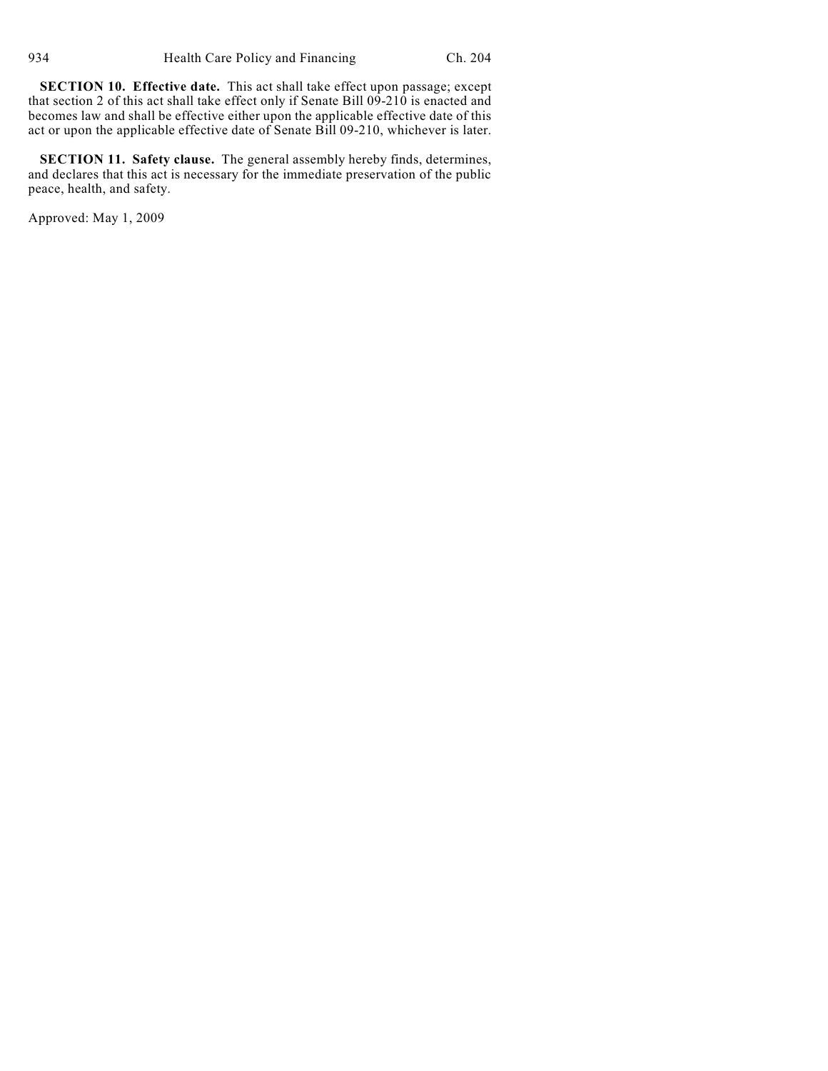**SECTION 10. Effective date.** This act shall take effect upon passage; except that section 2 of this act shall take effect only if Senate Bill 09-210 is enacted and becomes law and shall be effective either upon the applicable effective date of this act or upon the applicable effective date of Senate Bill 09-210, whichever is later.

**SECTION 11. Safety clause.** The general assembly hereby finds, determines, and declares that this act is necessary for the immediate preservation of the public peace, health, and safety.

Approved: May 1, 2009